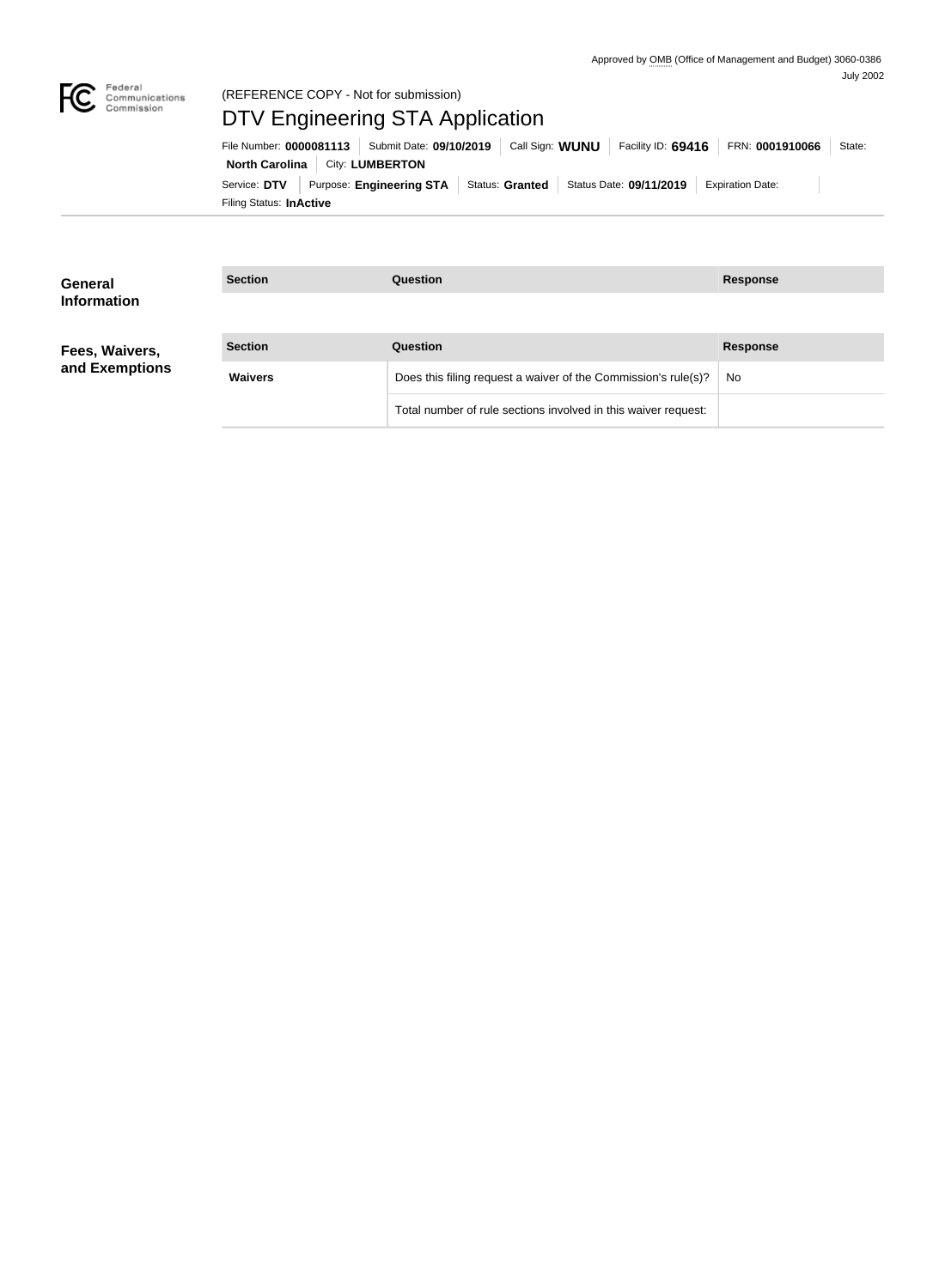Approved by OMB (Office of Management and Budget) 3060-0386
July 2002

Federal Communications Commission

(REFERENCE COPY - Not for submission)

# DTV Engineering STA Application

File Number: **0000081113** | Submit Date: **09/10/2019** | Call Sign: **WUNU** | Facility ID: **69416** | FRN: **0001910066** | State: **North Carolina** | City: **LUMBERTON**

Service: **DTV** | Purpose: **Engineering STA** | Status: **Granted** | Status Date: **09/11/2019** | Expiration Date: | Filing Status: **InActive**

## General Information

| Section | Question | Response |
| --- | --- | --- |

## Fees, Waivers, and Exemptions

| Section | Question | Response |
| --- | --- | --- |
| **Waivers** | Does this filing request a waiver of the Commission's rule(s)? | No |
| | Total number of rule sections involved in this waiver request: | |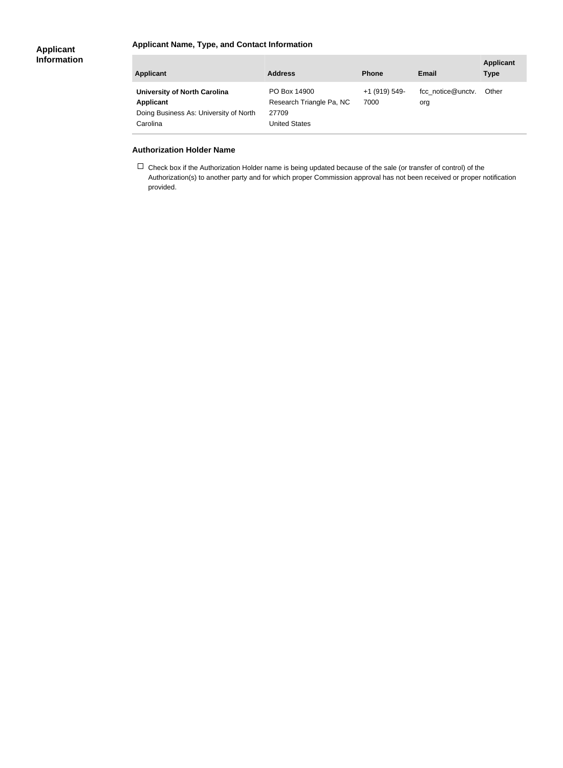## Applicant Information

### Applicant Name, Type, and Contact Information

| Applicant | Address | Phone | Email | Applicant Type |
|---|---|---|---|---|
| **University of North Carolina**<br>**Applicant**<br>Doing Business As: University of North Carolina | PO Box 14900<br>Research Triangle Pa, NC 27709<br>United States | +1 (919) 549-7000 | fcc_notice@unctv.org | Other |

### Authorization Holder Name

☐ Check box if the Authorization Holder name is being updated because of the sale (or transfer of control) of the Authorization(s) to another party and for which proper Commission approval has not been received or proper notification provided.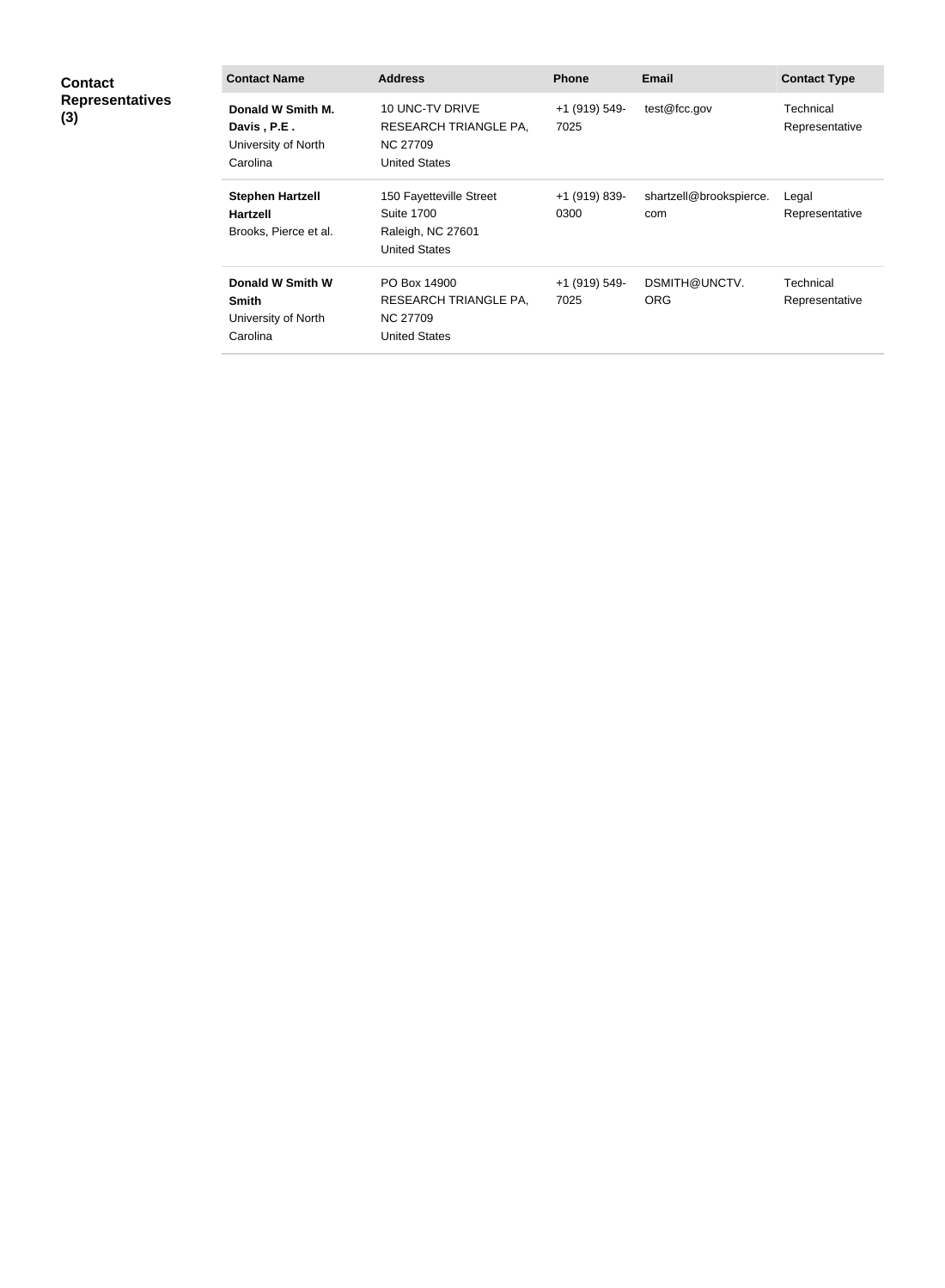**Contact Representatives (3)**

| Contact Name | Address | Phone | Email | Contact Type |
| --- | --- | --- | --- | --- |
| **Donald W Smith M. Davis , P.E .** University of North Carolina | 10 UNC-TV DRIVE RESEARCH TRIANGLE PA, NC 27709 United States | +1 (919) 549-7025 | test@fcc.gov | Technical Representative |
| **Stephen Hartzell Hartzell** Brooks, Pierce et al. | 150 Fayetteville Street Suite 1700 Raleigh, NC 27601 United States | +1 (919) 839-0300 | shartzell@brookspierce.com | Legal Representative |
| **Donald W Smith W Smith** University of North Carolina | PO Box 14900 RESEARCH TRIANGLE PA, NC 27709 United States | +1 (919) 549-7025 | DSMITH@UNCTV.ORG | Technical Representative |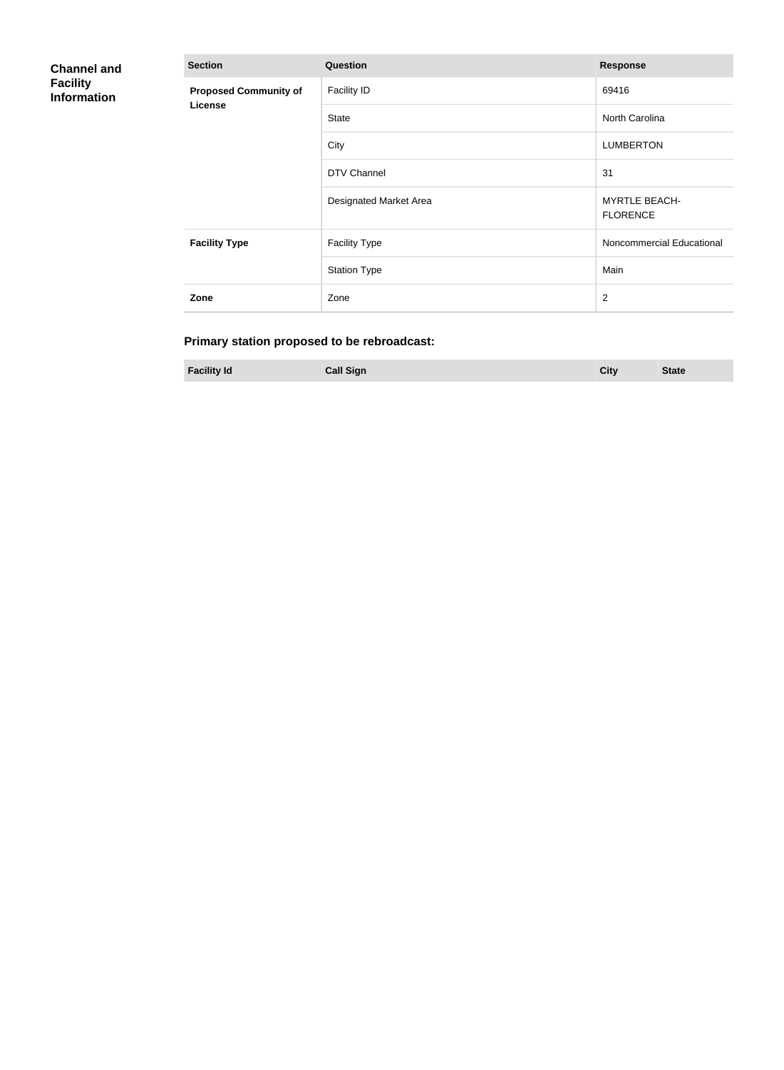**Channel and Facility Information**

| Section | Question | Response |
| --- | --- | --- |
| **Proposed Community of License** | Facility ID | 69416 |
| | State | North Carolina |
| | City | LUMBERTON |
| | DTV Channel | 31 |
| | Designated Market Area | MYRTLE BEACH-FLORENCE |
| **Facility Type** | Facility Type | Noncommercial Educational |
| | Station Type | Main |
| **Zone** | Zone | 2 |

### Primary station proposed to be rebroadcast:

| Facility Id | Call Sign | City | State |
| --- | --- | --- | --- |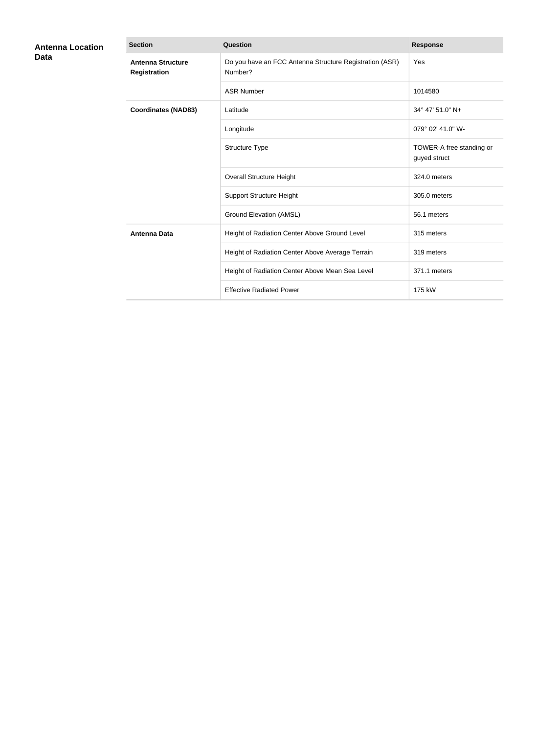## Antenna Location Data

| Section | Question | Response |
| --- | --- | --- |
| **Antenna Structure Registration** | Do you have an FCC Antenna Structure Registration (ASR) Number? | Yes |
| | ASR Number | 1014580 |
| **Coordinates (NAD83)** | Latitude | 34° 47' 51.0" N+ |
| | Longitude | 079° 02' 41.0" W- |
| | Structure Type | TOWER-A free standing or guyed struct |
| | Overall Structure Height | 324.0 meters |
| | Support Structure Height | 305.0 meters |
| | Ground Elevation (AMSL) | 56.1 meters |
| **Antenna Data** | Height of Radiation Center Above Ground Level | 315 meters |
| | Height of Radiation Center Above Average Terrain | 319 meters |
| | Height of Radiation Center Above Mean Sea Level | 371.1 meters |
| | Effective Radiated Power | 175 kW |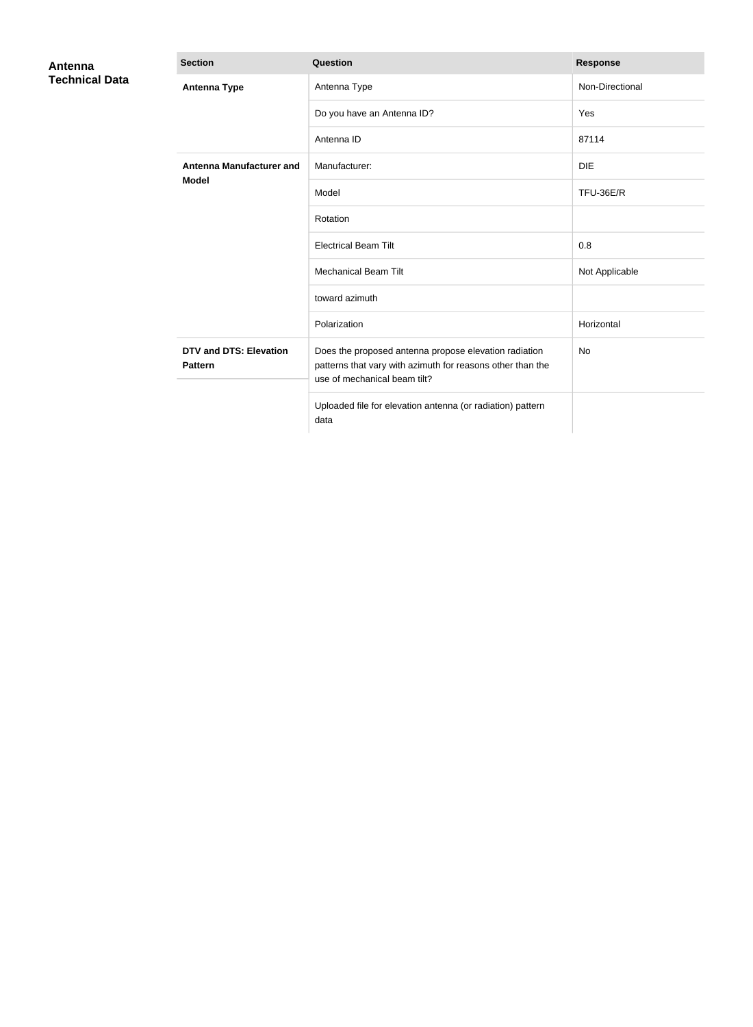## Antenna Technical Data

| Section | Question | Response |
| --- | --- | --- |
| **Antenna Type** | Antenna Type | Non-Directional |
| | Do you have an Antenna ID? | Yes |
| | Antenna ID | 87114 |
| **Antenna Manufacturer and Model** | Manufacturer: | DIE |
| | Model | TFU-36E/R |
| | Rotation | |
| | Electrical Beam Tilt | 0.8 |
| | Mechanical Beam Tilt | Not Applicable |
| | toward azimuth | |
| | Polarization | Horizontal |
| **DTV and DTS: Elevation Pattern** | Does the proposed antenna propose elevation radiation patterns that vary with azimuth for reasons other than the use of mechanical beam tilt? | No |
| | Uploaded file for elevation antenna (or radiation) pattern data | |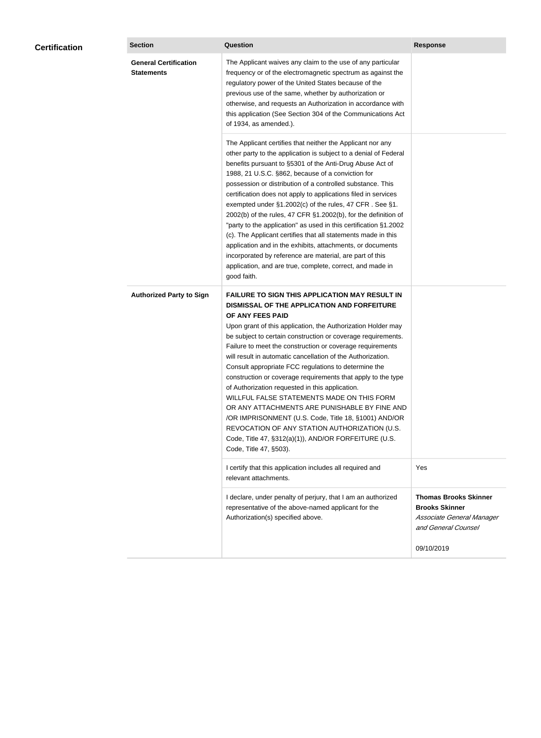## Certification

| Section | Question | Response |
| --- | --- | --- |
| **General Certification Statements** | The Applicant waives any claim to the use of any particular frequency or of the electromagnetic spectrum as against the regulatory power of the United States because of the previous use of the same, whether by authorization or otherwise, and requests an Authorization in accordance with this application (See Section 304 of the Communications Act of 1934, as amended.). | |
| | The Applicant certifies that neither the Applicant nor any other party to the application is subject to a denial of Federal benefits pursuant to §5301 of the Anti-Drug Abuse Act of 1988, 21 U.S.C. §862, because of a conviction for possession or distribution of a controlled substance. This certification does not apply to applications filed in services exempted under §1.2002(c) of the rules, 47 CFR . See §1.2002(b) of the rules, 47 CFR §1.2002(b), for the definition of "party to the application" as used in this certification §1.2002 (c). The Applicant certifies that all statements made in this application and in the exhibits, attachments, or documents incorporated by reference are material, are part of this application, and are true, complete, correct, and made in good faith. | |
| **Authorized Party to Sign** | **FAILURE TO SIGN THIS APPLICATION MAY RESULT IN DISMISSAL OF THE APPLICATION AND FORFEITURE OF ANY FEES PAID** Upon grant of this application, the Authorization Holder may be subject to certain construction or coverage requirements. Failure to meet the construction or coverage requirements will result in automatic cancellation of the Authorization. Consult appropriate FCC regulations to determine the construction or coverage requirements that apply to the type of Authorization requested in this application. WILLFUL FALSE STATEMENTS MADE ON THIS FORM OR ANY ATTACHMENTS ARE PUNISHABLE BY FINE AND /OR IMPRISONMENT (U.S. Code, Title 18, §1001) AND/OR REVOCATION OF ANY STATION AUTHORIZATION (U.S. Code, Title 47, §312(a)(1)), AND/OR FORFEITURE (U.S. Code, Title 47, §503). | |
| | I certify that this application includes all required and relevant attachments. | Yes |
| | I declare, under penalty of perjury, that I am an authorized representative of the above-named applicant for the Authorization(s) specified above. | **Thomas Brooks Skinner** **Brooks Skinner** *Associate General Manager and General Counsel* 09/10/2019 |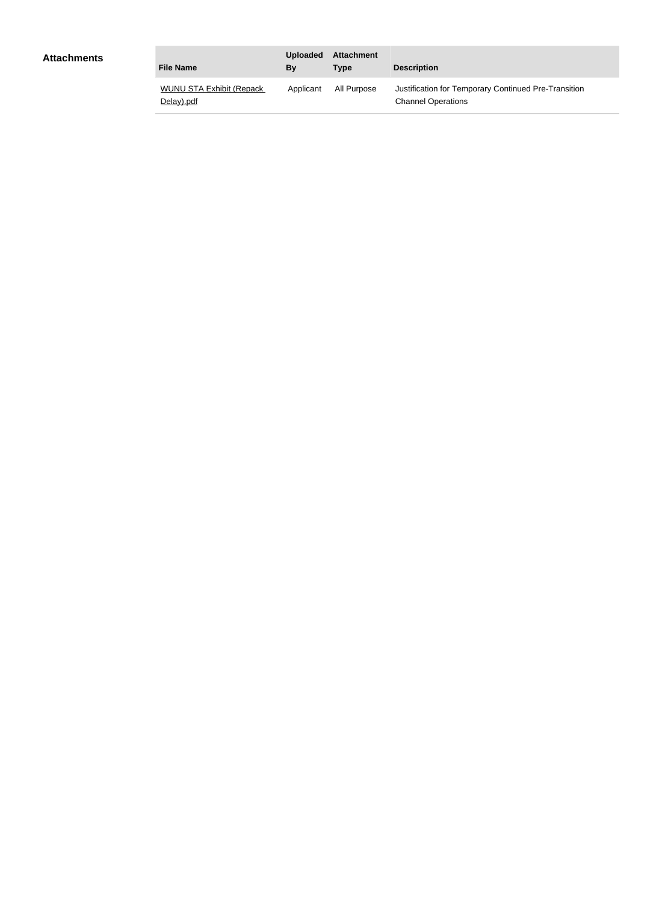## Attachments

| File Name | Uploaded By | Attachment Type | Description |
|---|---|---|---|
| WUNU STA Exhibit (Repack Delay).pdf | Applicant | All Purpose | Justification for Temporary Continued Pre-Transition Channel Operations |